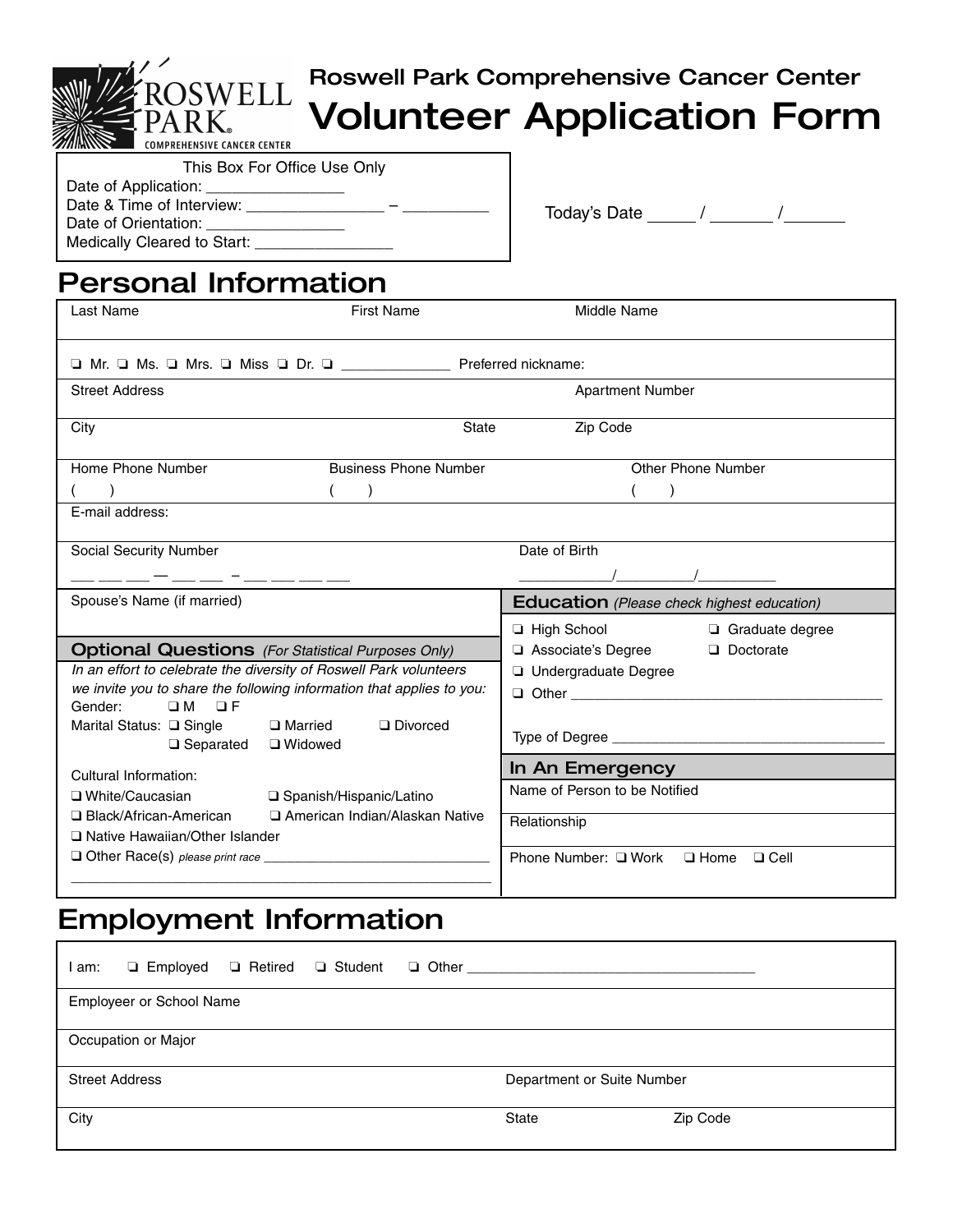# Roswell Park Comprehensive Cancer Center

# Volunteer Application Form

**This Box For Office Use Only**

Date of Application: ________________
Date & Time of Interview: ________________ – __________
Date of Orientation: ________________
Medically Cleared to Start: ________________

Today's Date _____ / _______ /_______

## Personal Information

| Last Name | First Name | Middle Name |
|---|---|---|
| | | |

❏ Mr. ❏ Ms. ❏ Mrs. ❏ Miss ❏ Dr. ❏ ______________ Preferred nickname:

| Street Address | | Apartment Number |
|---|---|---|
| **City** | **State** | **Zip Code** |
| | | |

| Home Phone Number | Business Phone Number | Other Phone Number |
|---|---|---|
| (    ) | (    ) | (    ) |

E-mail address:

| Social Security Number | Date of Birth |
|---|---|
| ___ ___ ___ — ___ ___ – ___ ___ ___ ___ | ___________/_________/_________ |

Spouse's Name (if married)

### Optional Questions *(For Statistical Purposes Only)*

*In an effort to celebrate the diversity of Roswell Park volunteers we invite you to share the following information that applies to you:*

Gender: ❏ M ❏ F

Marital Status: ❏ Single ❏ Married ❏ Divorced ❏ Separated ❏ Widowed

Cultural Information:

❏ White/Caucasian ❏ Spanish/Hispanic/Latino
❏ Black/African-American ❏ American Indian/Alaskan Native
❏ Native Hawaiian/Other Islander
❏ Other Race(s) *please print race* ______________________________

_______________________________________________________

### Education *(Please check highest education)*

❏ High School ❏ Graduate degree
❏ Associate's Degree ❏ Doctorate
❏ Undergraduate Degree
❏ Other ________________________________________

Type of Degree ___________________________________

### In An Emergency

Name of Person to be Notified

Relationship

Phone Number: ❏ Work ❏ Home ❏ Cell

## Employment Information

I am: ❏ Employed ❏ Retired ❏ Student ❏ Other _____________________________________

Employer or School Name

Occupation or Major

| Street Address | | Department or Suite Number |
|---|---|---|
| **City** | **State** | **Zip Code** |
| | | |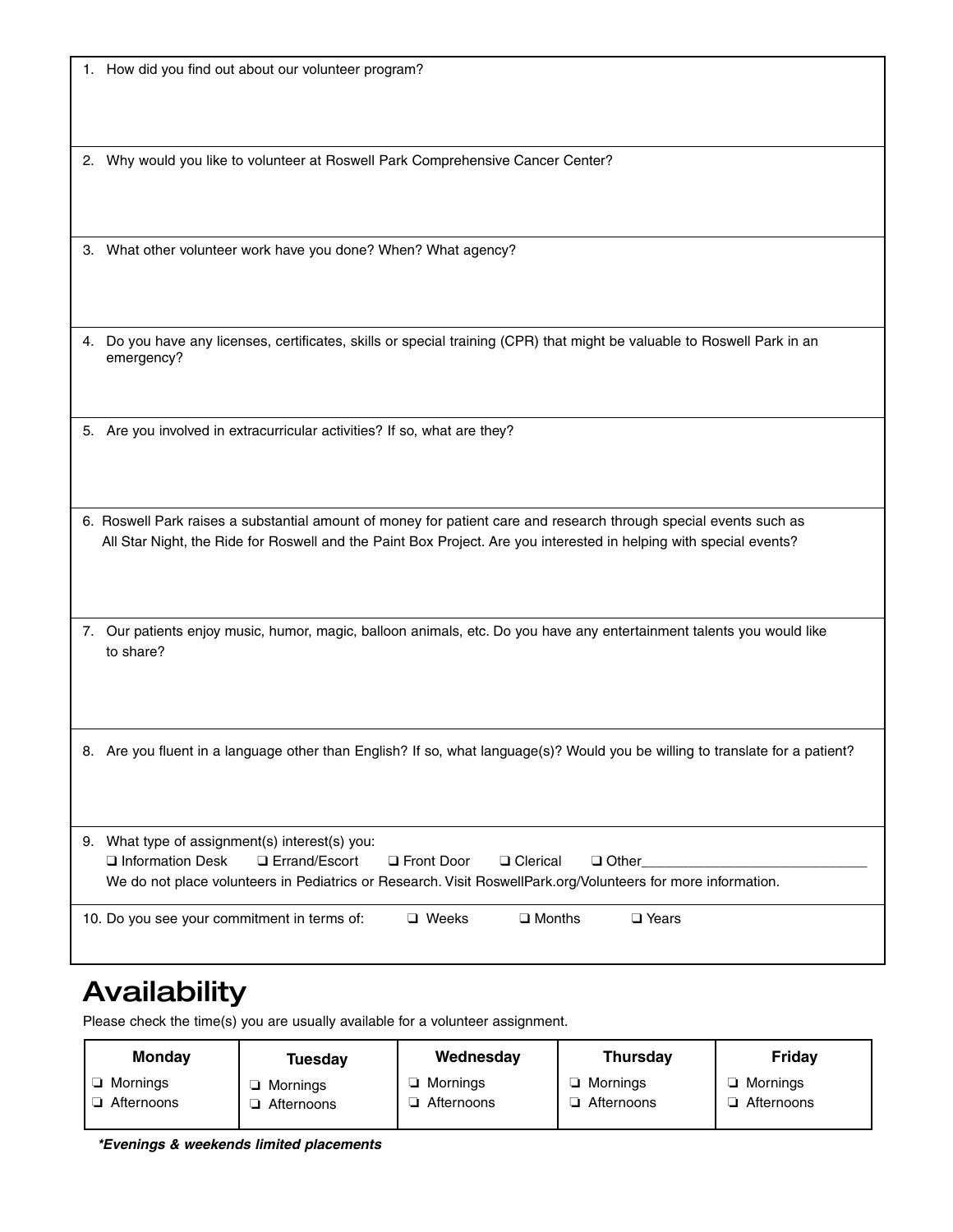1. How did you find out about our volunteer program?

2. Why would you like to volunteer at Roswell Park Comprehensive Cancer Center?

3. What other volunteer work have you done? When? What agency?

4. Do you have any licenses, certificates, skills or special training (CPR) that might be valuable to Roswell Park in an emergency?

5. Are you involved in extracurricular activities? If so, what are they?

6. Roswell Park raises a substantial amount of money for patient care and research through special events such as All Star Night, the Ride for Roswell and the Paint Box Project. Are you interested in helping with special events?

7. Our patients enjoy music, humor, magic, balloon animals, etc. Do you have any entertainment talents you would like to share?

8. Are you fluent in a language other than English? If so, what language(s)? Would you be willing to translate for a patient?

9. What type of assignment(s) interest(s) you:
   ❑ Information Desk ❑ Errand/Escort ❑ Front Door ❑ Clerical ❑ Other_____________________________
   We do not place volunteers in Pediatrics or Research. Visit RoswellPark.org/Volunteers for more information.

10. Do you see your commitment in terms of: ❑ Weeks ❑ Months ❑ Years

# Availability

Please check the time(s) you are usually available for a volunteer assignment.

| Monday | Tuesday | Wednesday | Thursday | Friday |
|---|---|---|---|---|
| ❑ Mornings<br>❑ Afternoons | ❑ Mornings<br>❑ Afternoons | ❑ Mornings<br>❑ Afternoons | ❑ Mornings<br>❑ Afternoons | ❑ Mornings<br>❑ Afternoons |

***Evenings & weekends limited placements***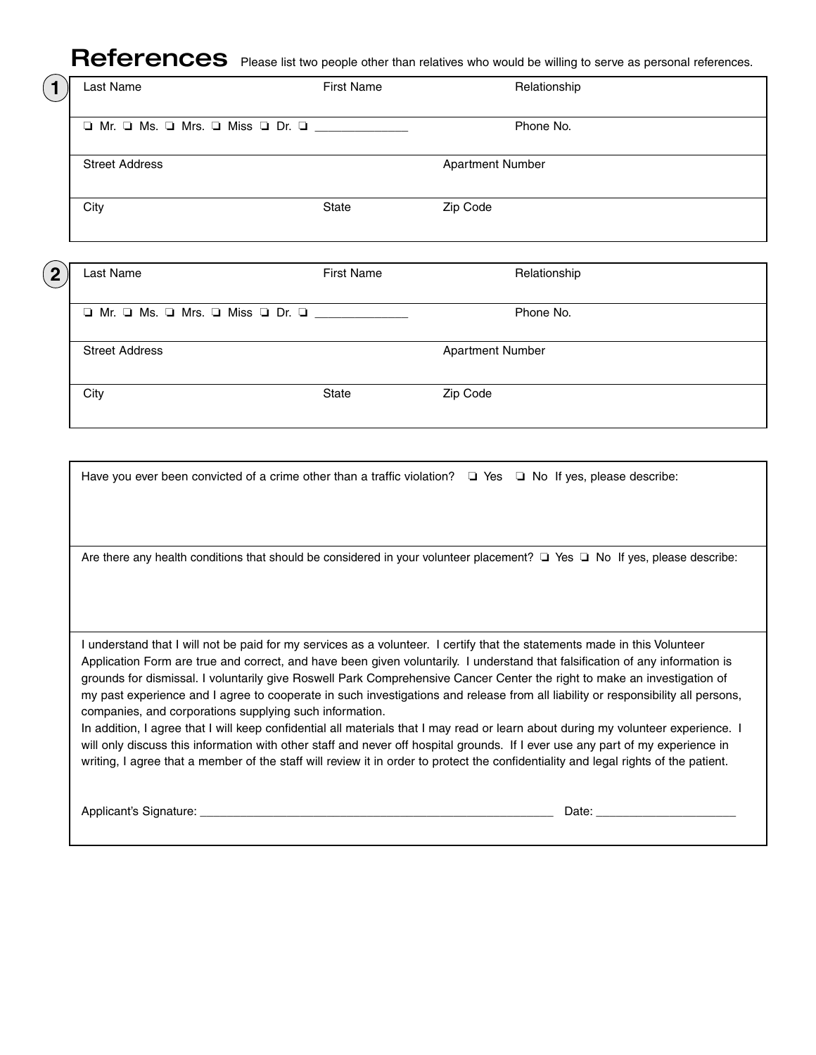## References

Please list two people other than relatives who would be willing to serve as personal references.

**1**

| Last Name | First Name | | Relationship |
|---|---|---|---|
| ❏ Mr. ❏ Ms. ❏ Mrs. ❏ Miss ❏ Dr. ❏ ____________ | | | Phone No. |
| Street Address | | Apartment Number | |
| City | State | Zip Code | |

**2**

| Last Name | First Name | | Relationship |
|---|---|---|---|
| ❏ Mr. ❏ Ms. ❏ Mrs. ❏ Miss ❏ Dr. ❏ ____________ | | | Phone No. |
| Street Address | | Apartment Number | |
| City | State | Zip Code | |

Have you ever been convicted of a crime other than a traffic violation? ❏ Yes ❏ No If yes, please describe:

Are there any health conditions that should be considered in your volunteer placement? ❏ Yes ❏ No If yes, please describe:

I understand that I will not be paid for my services as a volunteer. I certify that the statements made in this Volunteer Application Form are true and correct, and have been given voluntarily. I understand that falsification of any information is grounds for dismissal. I voluntarily give Roswell Park Comprehensive Cancer Center the right to make an investigation of my past experience and I agree to cooperate in such investigations and release from all liability or responsibility all persons, companies, and corporations supplying such information.

In addition, I agree that I will keep confidential all materials that I may read or learn about during my volunteer experience. I will only discuss this information with other staff and never off hospital grounds. If I ever use any part of my experience in writing, I agree that a member of the staff will review it in order to protect the confidentiality and legal rights of the patient.

Applicant's Signature: ______________________________________________ Date: ____________________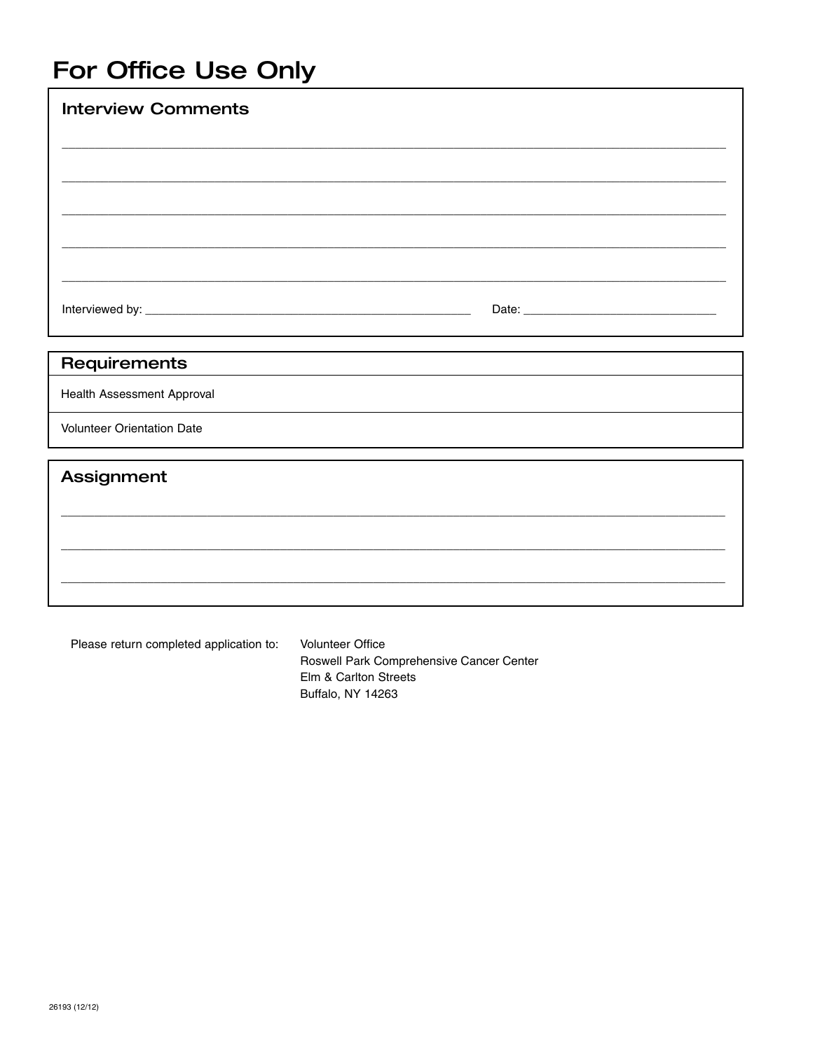# For Office Use Only

## Interview Comments

\_\_\_\_\_\_\_\_\_\_\_\_\_\_\_\_\_\_\_\_\_\_\_\_\_\_\_\_\_\_\_\_\_\_\_\_\_\_\_\_\_\_\_\_\_\_\_\_\_\_\_\_\_\_\_\_\_\_\_\_\_\_\_\_\_\_\_\_\_\_\_\_\_\_\_\_\_\_

\_\_\_\_\_\_\_\_\_\_\_\_\_\_\_\_\_\_\_\_\_\_\_\_\_\_\_\_\_\_\_\_\_\_\_\_\_\_\_\_\_\_\_\_\_\_\_\_\_\_\_\_\_\_\_\_\_\_\_\_\_\_\_\_\_\_\_\_\_\_\_\_\_\_\_\_\_\_

\_\_\_\_\_\_\_\_\_\_\_\_\_\_\_\_\_\_\_\_\_\_\_\_\_\_\_\_\_\_\_\_\_\_\_\_\_\_\_\_\_\_\_\_\_\_\_\_\_\_\_\_\_\_\_\_\_\_\_\_\_\_\_\_\_\_\_\_\_\_\_\_\_\_\_\_\_\_

\_\_\_\_\_\_\_\_\_\_\_\_\_\_\_\_\_\_\_\_\_\_\_\_\_\_\_\_\_\_\_\_\_\_\_\_\_\_\_\_\_\_\_\_\_\_\_\_\_\_\_\_\_\_\_\_\_\_\_\_\_\_\_\_\_\_\_\_\_\_\_\_\_\_\_\_\_\_

\_\_\_\_\_\_\_\_\_\_\_\_\_\_\_\_\_\_\_\_\_\_\_\_\_\_\_\_\_\_\_\_\_\_\_\_\_\_\_\_\_\_\_\_\_\_\_\_\_\_\_\_\_\_\_\_\_\_\_\_\_\_\_\_\_\_\_\_\_\_\_\_\_\_\_\_\_\_

Interviewed by: \_\_\_\_\_\_\_\_\_\_\_\_\_\_\_\_\_\_\_\_\_\_\_\_\_\_\_\_\_\_\_\_\_\_\_\_\_\_\_\_ Date: \_\_\_\_\_\_\_\_\_\_\_\_\_\_\_\_\_\_\_\_\_\_\_\_

## Requirements

| |
|---|
| Health Assessment Approval |
| Volunteer Orientation Date |

## Assignment

\_\_\_\_\_\_\_\_\_\_\_\_\_\_\_\_\_\_\_\_\_\_\_\_\_\_\_\_\_\_\_\_\_\_\_\_\_\_\_\_\_\_\_\_\_\_\_\_\_\_\_\_\_\_\_\_\_\_\_\_\_\_\_\_\_\_\_\_\_\_\_\_\_\_\_\_\_\_

\_\_\_\_\_\_\_\_\_\_\_\_\_\_\_\_\_\_\_\_\_\_\_\_\_\_\_\_\_\_\_\_\_\_\_\_\_\_\_\_\_\_\_\_\_\_\_\_\_\_\_\_\_\_\_\_\_\_\_\_\_\_\_\_\_\_\_\_\_\_\_\_\_\_\_\_\_\_

\_\_\_\_\_\_\_\_\_\_\_\_\_\_\_\_\_\_\_\_\_\_\_\_\_\_\_\_\_\_\_\_\_\_\_\_\_\_\_\_\_\_\_\_\_\_\_\_\_\_\_\_\_\_\_\_\_\_\_\_\_\_\_\_\_\_\_\_\_\_\_\_\_\_\_\_\_\_

Please return completed application to:

Volunteer Office
Roswell Park Comprehensive Cancer Center
Elm & Carlton Streets
Buffalo, NY 14263

26193 (12/12)